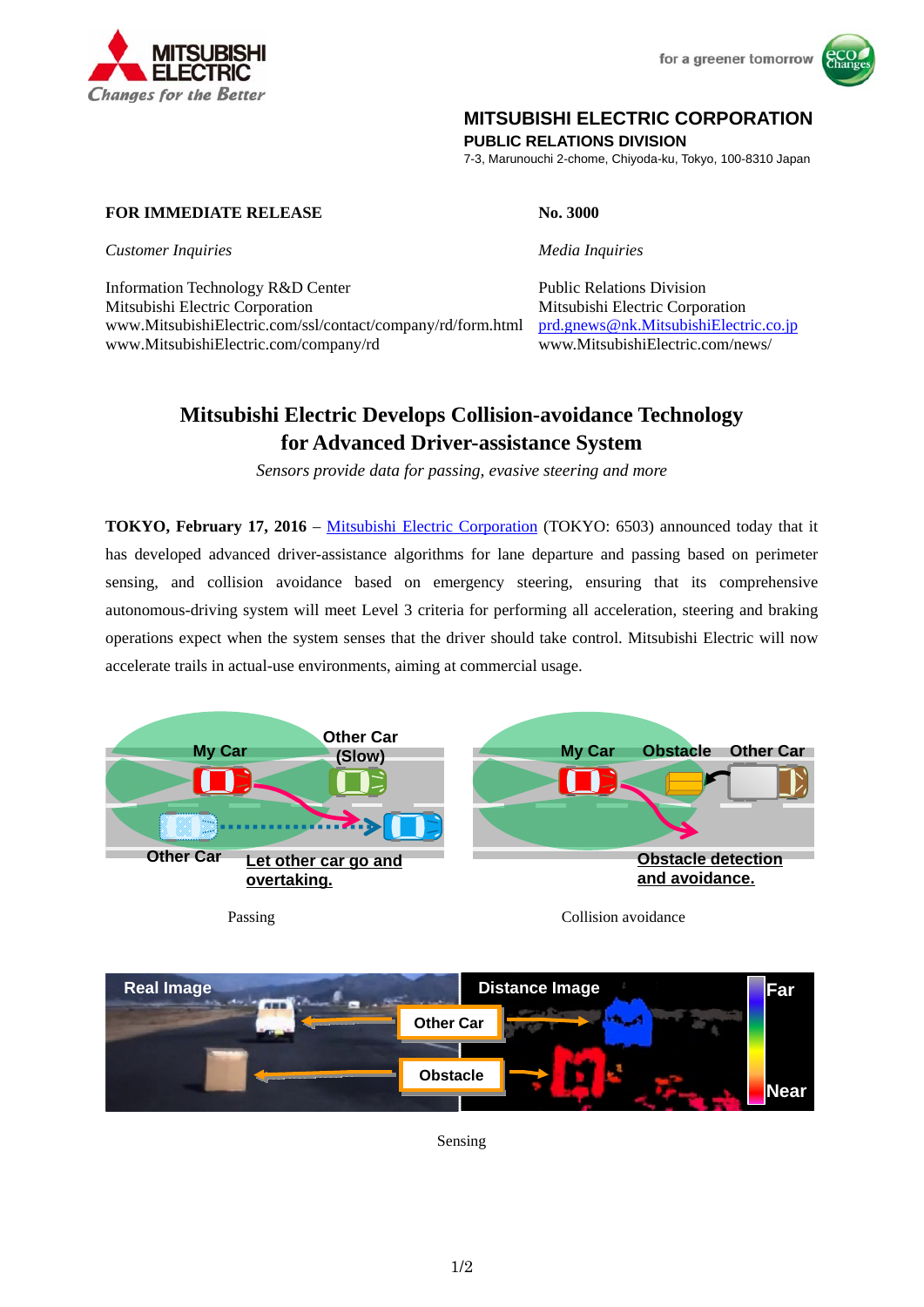**MITSUBISHI ELECTRIC CORPORATION**
**PUBLIC RELATIONS DIVISION**
7-3, Marunouchi 2-chome, Chiyoda-ku, Tokyo, 100-8310 Japan

**FOR IMMEDIATE RELEASE**

**No. 3000**

*Customer Inquiries*

Information Technology R&D Center
Mitsubishi Electric Corporation
www.MitsubishiElectric.com/ssl/contact/company/rd/form.html
www.MitsubishiElectric.com/company/rd

*Media Inquiries*

Public Relations Division
Mitsubishi Electric Corporation
prd.gnews@nk.MitsubishiElectric.co.jp
www.MitsubishiElectric.com/news/

# Mitsubishi Electric Develops Collision-avoidance Technology for Advanced Driver-assistance System

*Sensors provide data for passing, evasive steering and more*

**TOKYO, February 17, 2016** – Mitsubishi Electric Corporation (TOKYO: 6503) announced today that it has developed advanced driver-assistance algorithms for lane departure and passing based on perimeter sensing, and collision avoidance based on emergency steering, ensuring that its comprehensive autonomous-driving system will meet Level 3 criteria for performing all acceleration, steering and braking operations expect when the system senses that the driver should take control. Mitsubishi Electric will now accelerate trails in actual-use environments, aiming at commercial usage.

Passing

Collision avoidance

Sensing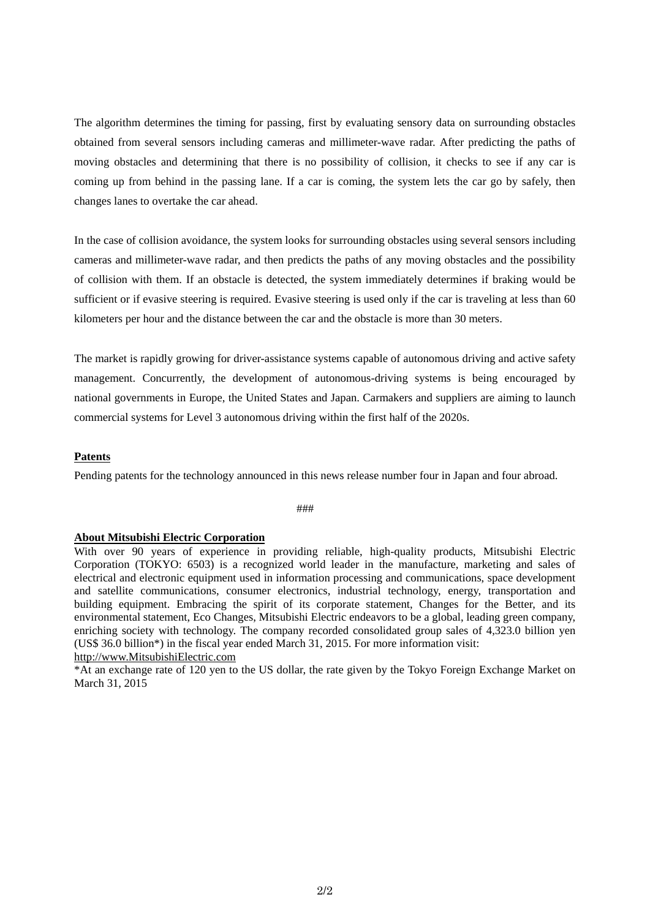The algorithm determines the timing for passing, first by evaluating sensory data on surrounding obstacles obtained from several sensors including cameras and millimeter-wave radar. After predicting the paths of moving obstacles and determining that there is no possibility of collision, it checks to see if any car is coming up from behind in the passing lane. If a car is coming, the system lets the car go by safely, then changes lanes to overtake the car ahead.

In the case of collision avoidance, the system looks for surrounding obstacles using several sensors including cameras and millimeter-wave radar, and then predicts the paths of any moving obstacles and the possibility of collision with them. If an obstacle is detected, the system immediately determines if braking would be sufficient or if evasive steering is required. Evasive steering is used only if the car is traveling at less than 60 kilometers per hour and the distance between the car and the obstacle is more than 30 meters.

The market is rapidly growing for driver-assistance systems capable of autonomous driving and active safety management. Concurrently, the development of autonomous-driving systems is being encouraged by national governments in Europe, the United States and Japan. Carmakers and suppliers are aiming to launch commercial systems for Level 3 autonomous driving within the first half of the 2020s.

**Patents**

Pending patents for the technology announced in this news release number four in Japan and four abroad.

###

**About Mitsubishi Electric Corporation**

With over 90 years of experience in providing reliable, high-quality products, Mitsubishi Electric Corporation (TOKYO: 6503) is a recognized world leader in the manufacture, marketing and sales of electrical and electronic equipment used in information processing and communications, space development and satellite communications, consumer electronics, industrial technology, energy, transportation and building equipment. Embracing the spirit of its corporate statement, Changes for the Better, and its environmental statement, Eco Changes, Mitsubishi Electric endeavors to be a global, leading green company, enriching society with technology. The company recorded consolidated group sales of 4,323.0 billion yen (US$ 36.0 billion*) in the fiscal year ended March 31, 2015. For more information visit: http://www.MitsubishiElectric.com

*At an exchange rate of 120 yen to the US dollar, the rate given by the Tokyo Foreign Exchange Market on March 31, 2015